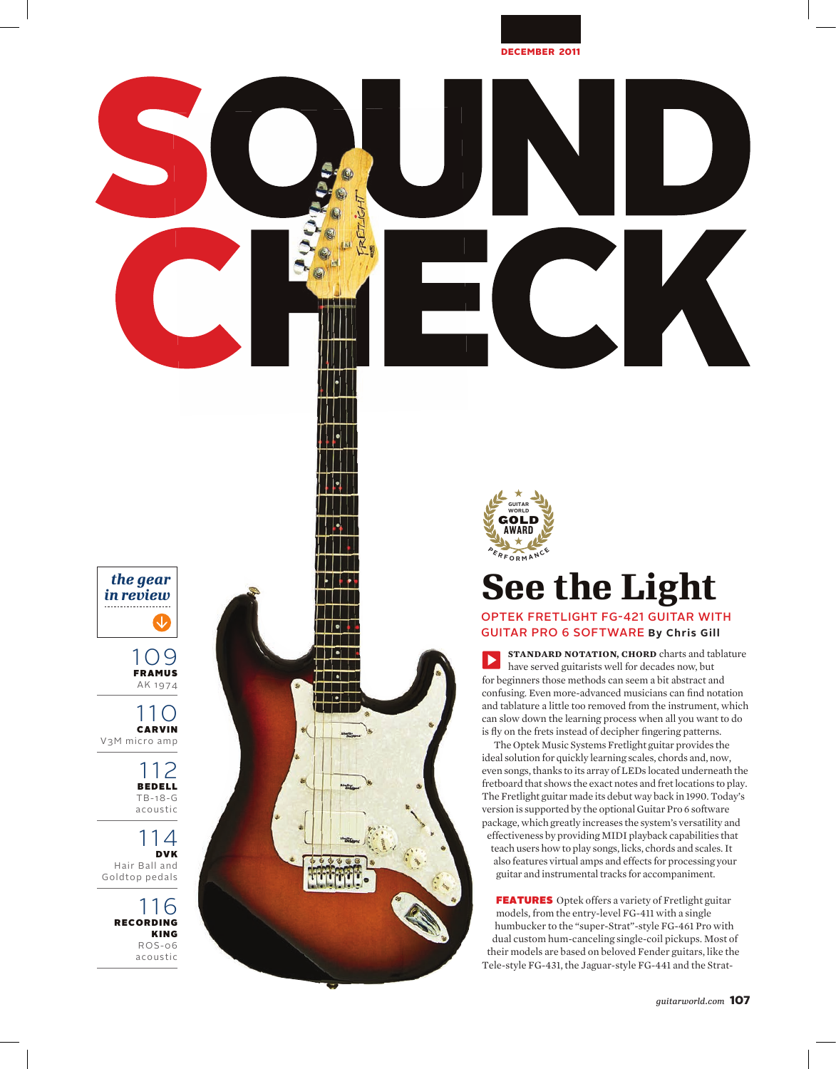DECEMBER 2011

# SOUND CHECK

**the gear in review**

109 **FRAMUS** AK 1974

110 **CARVIN** V3M micro amp

112 **BEDELL** TB-18-G acoustic

114 **DVK** Hair Ball and Goldtop pedals

116 **RECORDING KING** ROS-06 acoustic

GUITAR WORLD GOLD AWARD PERFORMANCE

## See the Light

### OPTEK FRETLIGHT FG-421 GUITAR WITH GUITAR PRO 6 SOFTWARE By Chris Gill

**STANDARD NOTATION, CHORD** charts and tablature have served guitarists well for decades now, but for beginners those methods can seem a bit abstract and confusing. Even more-advanced musicians can find notation and tablature a little too removed from the instrument, which can slow down the learning process when all you want to do is fly on the frets instead of decipher fingering patterns.

The Optek Music Systems Fretlight guitar provides the ideal solution for quickly learning scales, chords and, now, even songs, thanks to its array of LEDs located underneath the fretboard that shows the exact notes and fret locations to play. The Fretlight guitar made its debut way back in 1990. Today's version is supported by the optional Guitar Pro 6 software package, which greatly increases the system's versatility and effectiveness by providing MIDI playback capabilities that teach users how to play songs, licks, chords and scales. It also features virtual amps and effects for processing your guitar and instrumental tracks for accompaniment.

**FEATURES** Optek offers a variety of Fretlight guitar models, from the entry-level FG-411 with a single humbucker to the "super-Strat"-style FG-461 Pro with dual custom hum-canceling single-coil pickups. Most of their models are based on beloved Fender guitars, like the Tele-style FG-431, the Jaguar-style FG-441 and the Strat-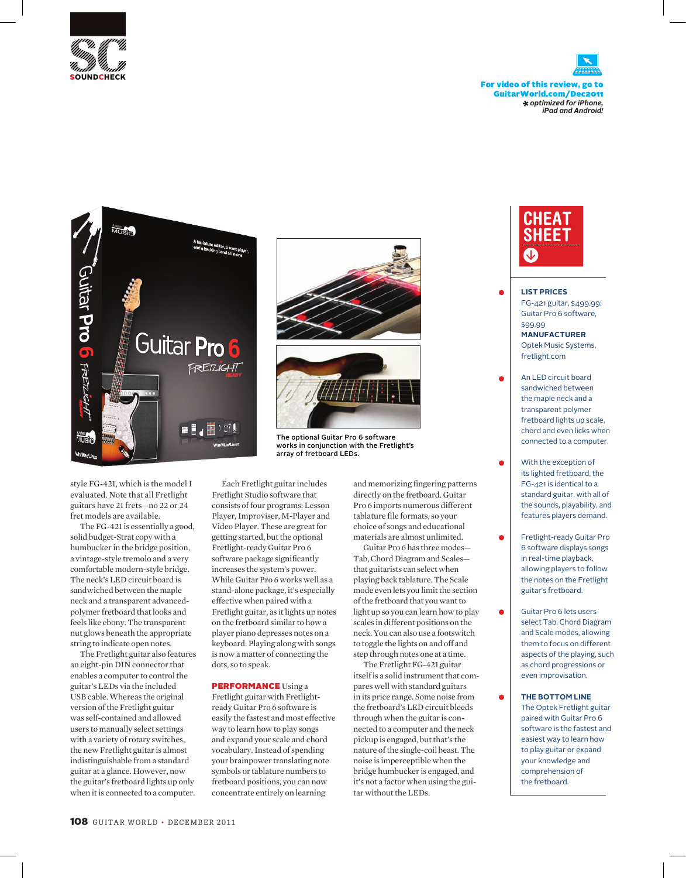For video of this review, go to GuitarWorld.com/Dec2011

* optimized for iPhone, iPad and Android!

The optional Guitar Pro 6 software works in conjunction with the Fretlight's array of fretboard LEDs.

style FG-421, which is the model I evaluated. Note that all Fretlight guitars have 21 frets—no 22 or 24 fret models are available.

The FG-421 is essentially a good, solid budget-Strat copy with a humbucker in the bridge position, a vintage-style tremolo and a very comfortable modern-style bridge. The neck's LED circuit board is sandwiched between the maple neck and a transparent advanced-polymer fretboard that looks and feels like ebony. The transparent nut glows beneath the appropriate string to indicate open notes.

The Fretlight guitar also features an eight-pin DIN connector that enables a computer to control the guitar's LEDs via the included USB cable. Whereas the original version of the Fretlight guitar was self-contained and allowed users to manually select settings with a variety of rotary switches, the new Fretlight guitar is almost indistinguishable from a standard guitar at a glance. However, now the guitar's fretboard lights up only when it is connected to a computer.

Each Fretlight guitar includes Fretlight Studio software that consists of four programs: Lesson Player, Improviser, M-Player and Video Player. These are great for getting started, but the optional Fretlight-ready Guitar Pro 6 software package significantly increases the system's power. While Guitar Pro 6 works well as a stand-alone package, it's especially effective when paired with a Fretlight guitar, as it lights up notes on the fretboard similar to how a player piano depresses notes on a keyboard. Playing along with songs is now a matter of connecting the dots, so to speak.

**PERFORMANCE** Using a Fretlight guitar with Fretlight-ready Guitar Pro 6 software is easily the fastest and most effective way to learn how to play songs and expand your scale and chord vocabulary. Instead of spending your brainpower translating note symbols or tablature numbers to fretboard positions, you can now concentrate entirely on learning and memorizing fingering patterns directly on the fretboard. Guitar Pro 6 imports numerous different tablature file formats, so your choice of songs and educational materials are almost unlimited.

Guitar Pro 6 has three modes—Tab, Chord Diagram and Scales—that guitarists can select when playing back tablature. The Scale mode even lets you limit the section of the fretboard that you want to light up so you can learn how to play scales in different positions on the neck. You can also use a footswitch to toggle the lights on and off and step through notes one at a time.

The Fretlight FG-421 guitar itself is a solid instrument that compares well with standard guitars in its price range. Some noise from the fretboard's LED circuit bleeds through when the guitar is connected to a computer and the neck pickup is engaged, but that's the nature of the single-coil beast. The noise is imperceptible when the bridge humbucker is engaged, and it's not a factor when using the guitar without the LEDs.

## CHEAT SHEET

- **LIST PRICES** FG-421 guitar, $499.99; Guitar Pro 6 software, $99.99
  **MANUFACTURER** Optek Music Systems, fretlight.com
- An LED circuit board sandwiched between the maple neck and a transparent polymer fretboard lights up scale, chord and even licks when connected to a computer.
- With the exception of its lighted fretboard, the FG-421 is identical to a standard guitar, with all of the sounds, playability, and features players demand.
- Fretlight-ready Guitar Pro 6 software displays songs in real-time playback, allowing players to follow the notes on the Fretlight guitar's fretboard.
- Guitar Pro 6 lets users select Tab, Chord Diagram and Scale modes, allowing them to focus on different aspects of the playing, such as chord progressions or even improvisation.
- **THE BOTTOM LINE** The Optek Fretlight guitar paired with Guitar Pro 6 software is the fastest and easiest way to learn how to play guitar or expand your knowledge and comprehension of the fretboard.